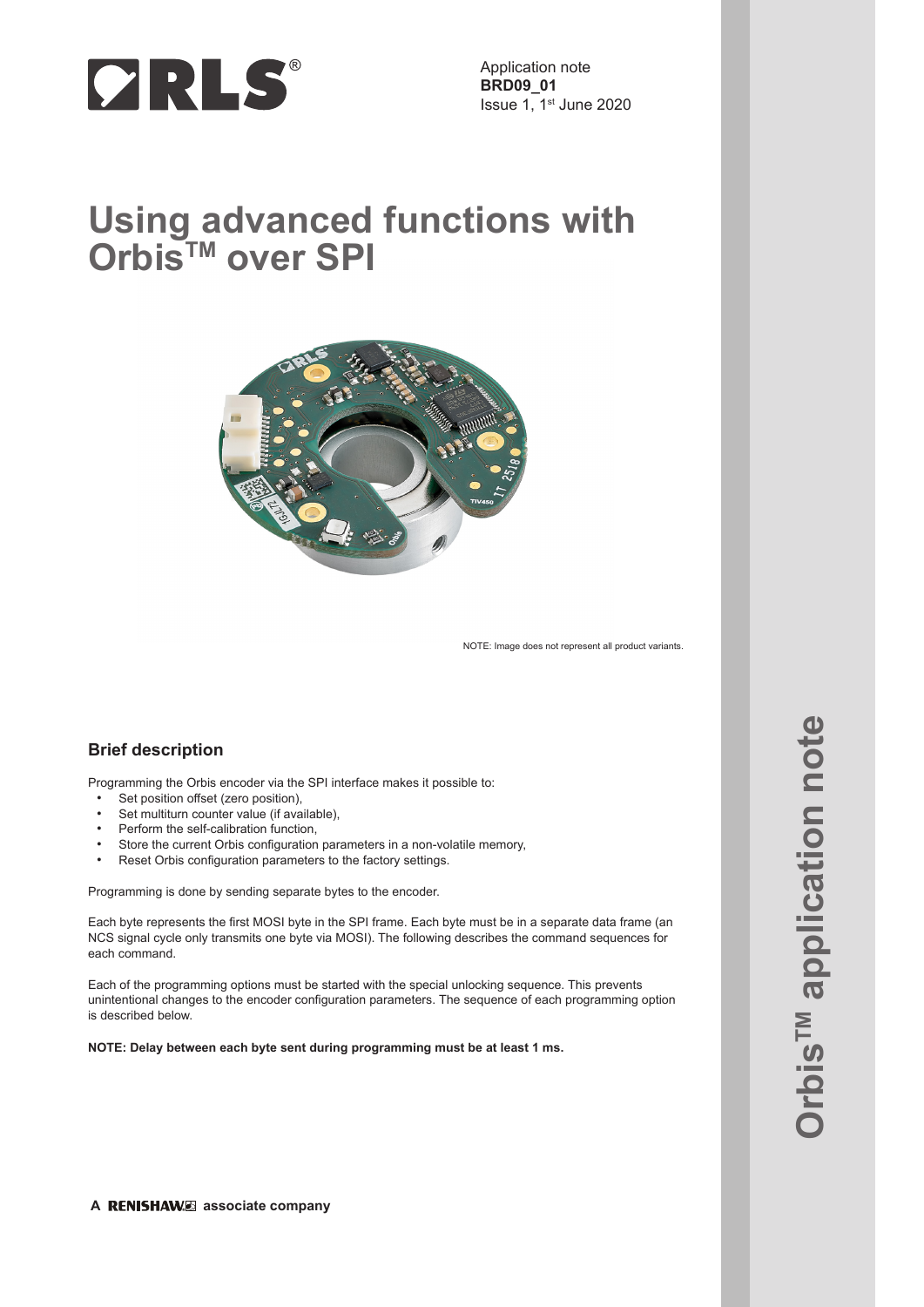Application note
**BRD09_01**
Issue 1, 1st June 2020

# Using advanced functions with Orbis™ over SPI

NOTE: Image does not represent all product variants.

## Brief description

Programming the Orbis encoder via the SPI interface makes it possible to:

- Set position offset (zero position),
- Set multiturn counter value (if available),
- Perform the self-calibration function,
- Store the current Orbis configuration parameters in a non-volatile memory,
- Reset Orbis configuration parameters to the factory settings.

Programming is done by sending separate bytes to the encoder.

Each byte represents the first MOSI byte in the SPI frame. Each byte must be in a separate data frame (an NCS signal cycle only transmits one byte via MOSI). The following describes the command sequences for each command.

Each of the programming options must be started with the special unlocking sequence. This prevents unintentional changes to the encoder configuration parameters. The sequence of each programming option is described below.

**NOTE: Delay between each byte sent during programming must be at least 1 ms.**

A RENISHAW associate company

Orbis™ application note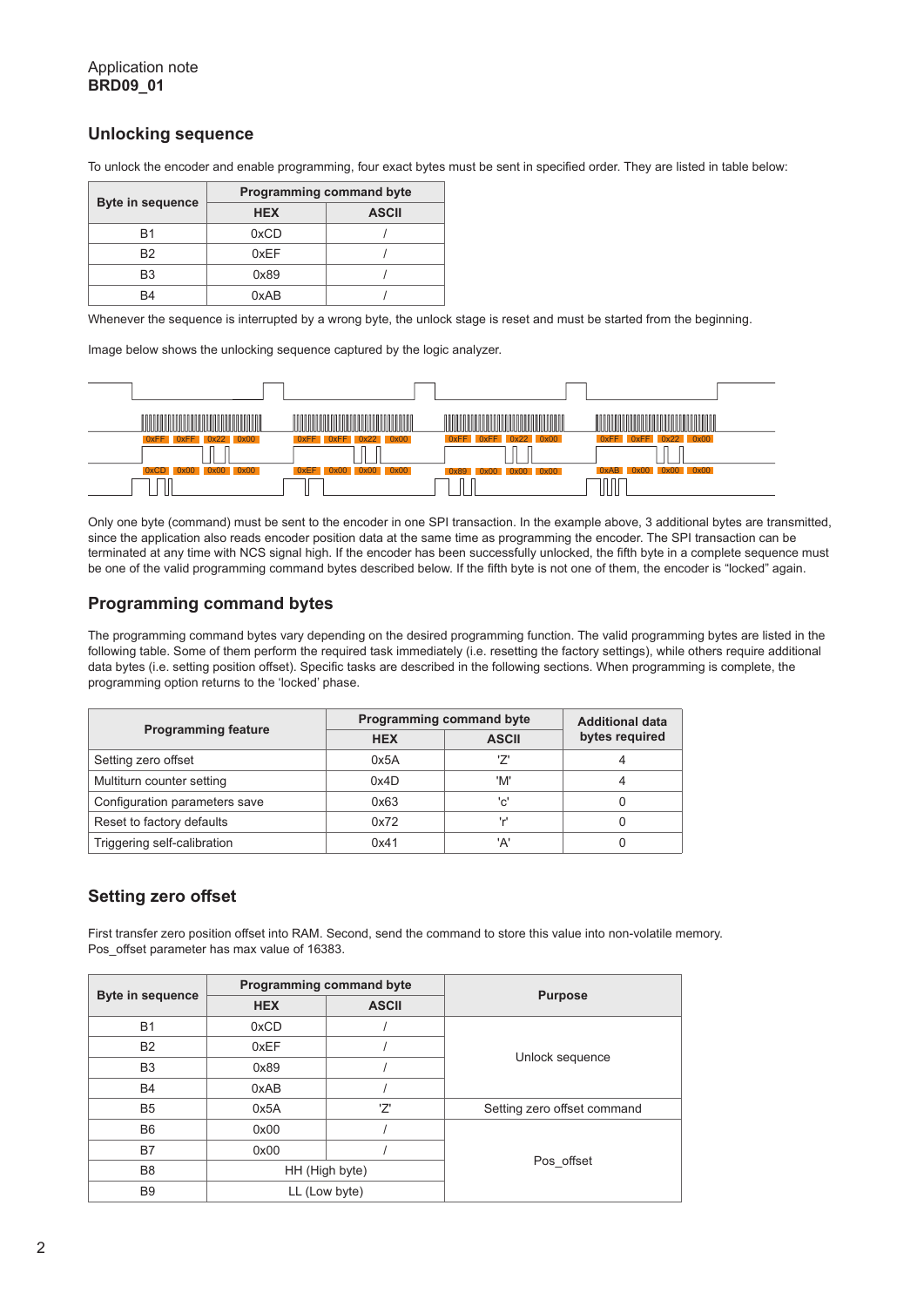## Unlocking sequence

To unlock the encoder and enable programming, four exact bytes must be sent in specified order. They are listed in table below:

| Byte in sequence | Programming command byte | |
|---|---|---|
| | HEX | ASCII |
| B1 | 0xCD | / |
| B2 | 0xEF | / |
| B3 | 0x89 | / |
| B4 | 0xAB | / |

Whenever the sequence is interrupted by a wrong byte, the unlock stage is reset and must be started from the beginning.

Image below shows the unlocking sequence captured by the logic analyzer.

Only one byte (command) must be sent to the encoder in one SPI transaction. In the example above, 3 additional bytes are transmitted, since the application also reads encoder position data at the same time as programming the encoder. The SPI transaction can be terminated at any time with NCS signal high. If the encoder has been successfully unlocked, the fifth byte in a complete sequence must be one of the valid programming command bytes described below. If the fifth byte is not one of them, the encoder is "locked" again.

## Programming command bytes

The programming command bytes vary depending on the desired programming function. The valid programming bytes are listed in the following table. Some of them perform the required task immediately (i.e. resetting the factory settings), while others require additional data bytes (i.e. setting position offset). Specific tasks are described in the following sections. When programming is complete, the programming option returns to the 'locked' phase.

| Programming feature | Programming command byte | | Additional data bytes required |
|---|---|---|---|
| | HEX | ASCII | |
| Setting zero offset | 0x5A | 'Z' | 4 |
| Multiturn counter setting | 0x4D | 'M' | 4 |
| Configuration parameters save | 0x63 | 'c' | 0 |
| Reset to factory defaults | 0x72 | 'r' | 0 |
| Triggering self-calibration | 0x41 | 'A' | 0 |

## Setting zero offset

First transfer zero position offset into RAM. Second, send the command to store this value into non-volatile memory. Pos_offset parameter has max value of 16383.

| Byte in sequence | Programming command byte | | Purpose |
|---|---|---|---|
| | HEX | ASCII | |
| B1 | 0xCD | / | Unlock sequence |
| B2 | 0xEF | / | |
| B3 | 0x89 | / | |
| B4 | 0xAB | / | |
| B5 | 0x5A | 'Z' | Setting zero offset command |
| B6 | 0x00 | / | Pos_offset |
| B7 | 0x00 | / | |
| B8 | HH (High byte) | | |
| B9 | LL (Low byte) | | |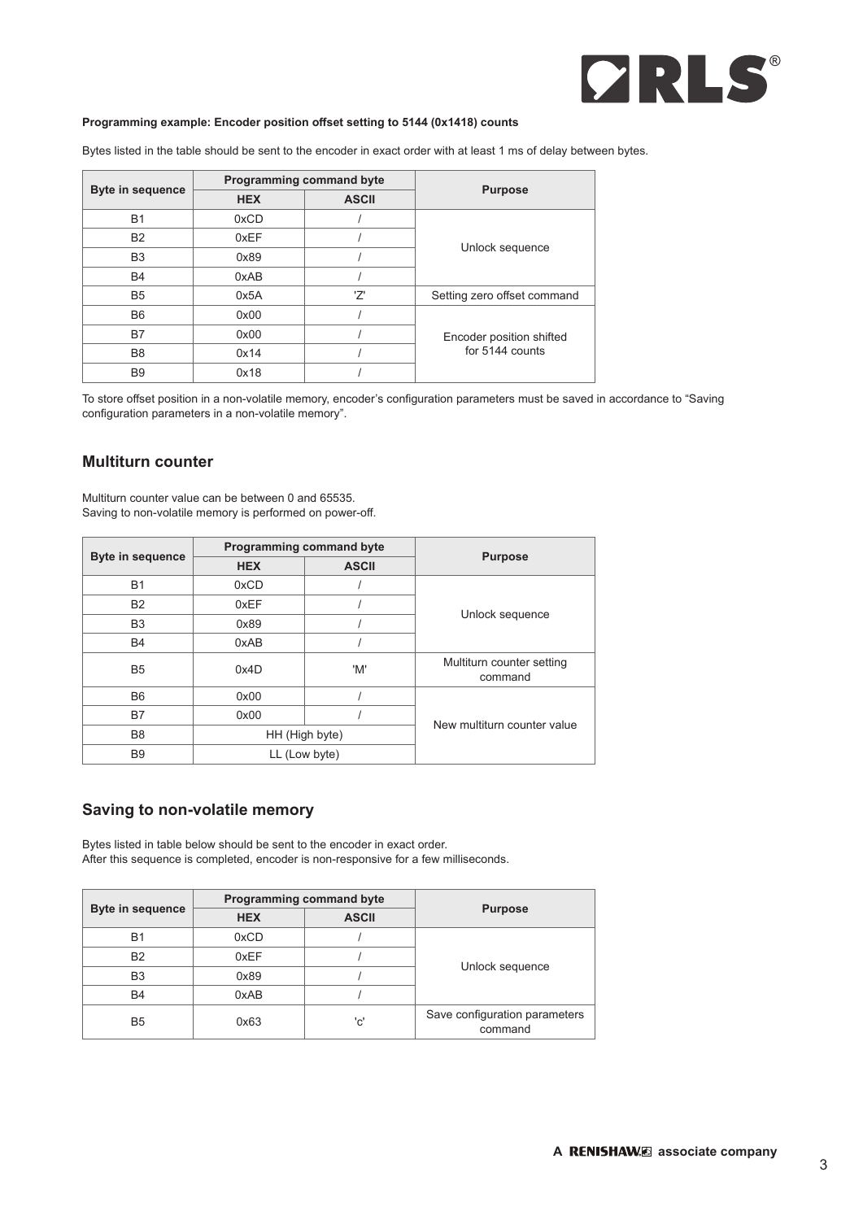**Programming example: Encoder position offset setting to 5144 (0x1418) counts**

Bytes listed in the table should be sent to the encoder in exact order with at least 1 ms of delay between bytes.

| Byte in sequence | Programming command byte | | Purpose |
|---|---|---|---|
| | HEX | ASCII | |
| B1 | 0xCD | / | Unlock sequence |
| B2 | 0xEF | / | |
| B3 | 0x89 | / | |
| B4 | 0xAB | / | |
| B5 | 0x5A | 'Z' | Setting zero offset command |
| B6 | 0x00 | / | Encoder position shifted for 5144 counts |
| B7 | 0x00 | / | |
| B8 | 0x14 | / | |
| B9 | 0x18 | / | |

To store offset position in a non-volatile memory, encoder's configuration parameters must be saved in accordance to "Saving configuration parameters in a non-volatile memory".

## Multiturn counter

Multiturn counter value can be between 0 and 65535.
Saving to non-volatile memory is performed on power-off.

| Byte in sequence | Programming command byte | | Purpose |
|---|---|---|---|
| | HEX | ASCII | |
| B1 | 0xCD | / | Unlock sequence |
| B2 | 0xEF | / | |
| B3 | 0x89 | / | |
| B4 | 0xAB | / | |
| B5 | 0x4D | 'M' | Multiturn counter setting command |
| B6 | 0x00 | / | New multiturn counter value |
| B7 | 0x00 | / | |
| B8 | HH (High byte) | | |
| B9 | LL (Low byte) | | |

## Saving to non-volatile memory

Bytes listed in table below should be sent to the encoder in exact order.
After this sequence is completed, encoder is non-responsive for a few milliseconds.

| Byte in sequence | Programming command byte | | Purpose |
|---|---|---|---|
| | HEX | ASCII | |
| B1 | 0xCD | / | Unlock sequence |
| B2 | 0xEF | / | |
| B3 | 0x89 | / | |
| B4 | 0xAB | / | |
| B5 | 0x63 | 'c' | Save configuration parameters command |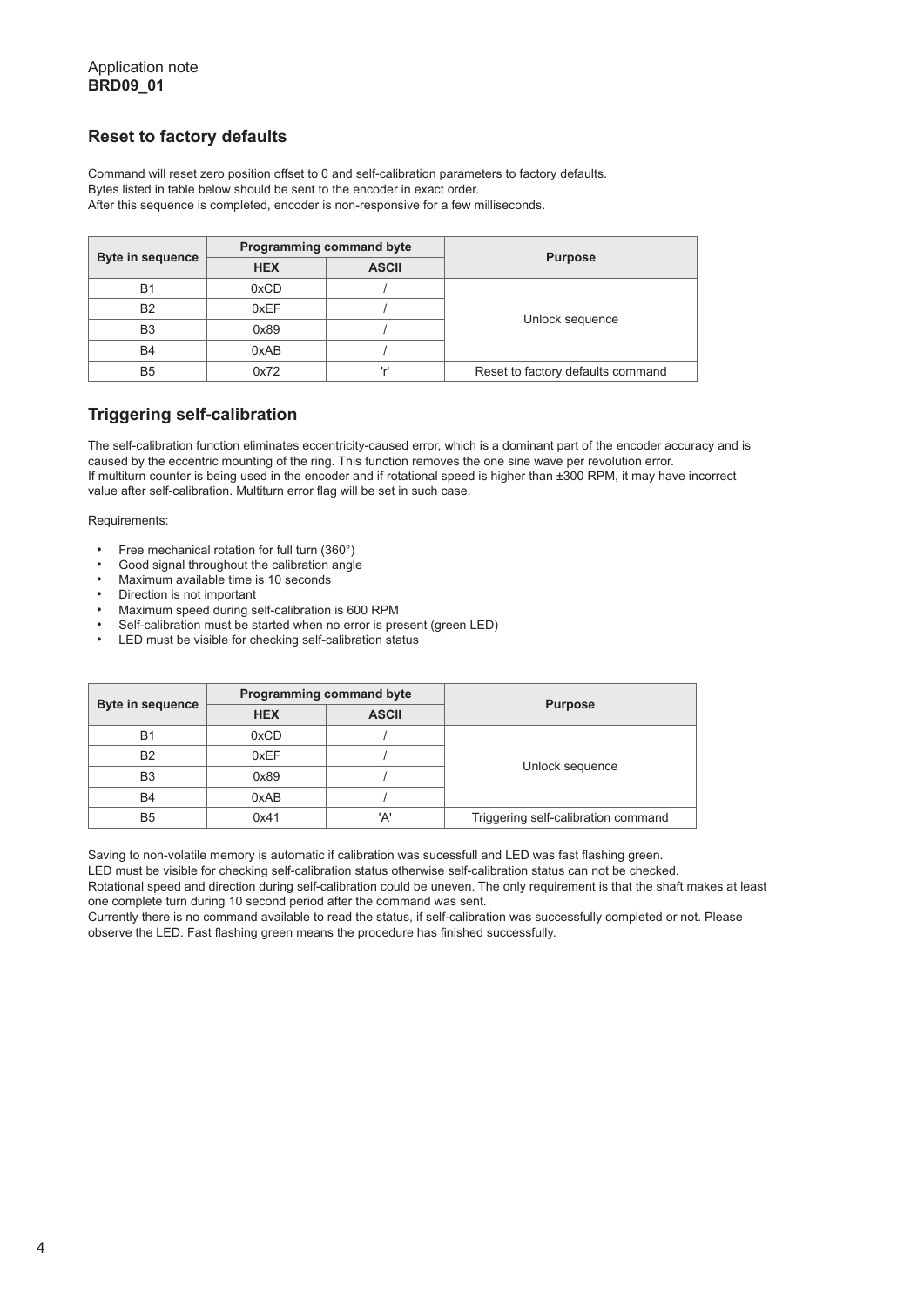## Reset to factory defaults

Command will reset zero position offset to 0 and self-calibration parameters to factory defaults.
Bytes listed in table below should be sent to the encoder in exact order.
After this sequence is completed, encoder is non-responsive for a few milliseconds.

| Byte in sequence | Programming command byte | | Purpose |
|---|---|---|---|
| | HEX | ASCII | |
| B1 | 0xCD | / | Unlock sequence |
| B2 | 0xEF | / | |
| B3 | 0x89 | / | |
| B4 | 0xAB | / | |
| B5 | 0x72 | 'r' | Reset to factory defaults command |

## Triggering self-calibration

The self-calibration function eliminates eccentricity-caused error, which is a dominant part of the encoder accuracy and is caused by the eccentric mounting of the ring. This function removes the one sine wave per revolution error.
If multiturn counter is being used in the encoder and if rotational speed is higher than ±300 RPM, it may have incorrect value after self-calibration. Multiturn error flag will be set in such case.

Requirements:

- Free mechanical rotation for full turn (360°)
- Good signal throughout the calibration angle
- Maximum available time is 10 seconds
- Direction is not important
- Maximum speed during self-calibration is 600 RPM
- Self-calibration must be started when no error is present (green LED)
- LED must be visible for checking self-calibration status

| Byte in sequence | Programming command byte | | Purpose |
|---|---|---|---|
| | HEX | ASCII | |
| B1 | 0xCD | / | Unlock sequence |
| B2 | 0xEF | / | |
| B3 | 0x89 | / | |
| B4 | 0xAB | / | |
| B5 | 0x41 | 'A' | Triggering self-calibration command |

Saving to non-volatile memory is automatic if calibration was sucessfull and LED was fast flashing green.
LED must be visible for checking self-calibration status otherwise self-calibration status can not be checked.
Rotational speed and direction during self-calibration could be uneven. The only requirement is that the shaft makes at least one complete turn during 10 second period after the command was sent.
Currently there is no command available to read the status, if self-calibration was successfully completed or not. Please observe the LED. Fast flashing green means the procedure has finished successfully.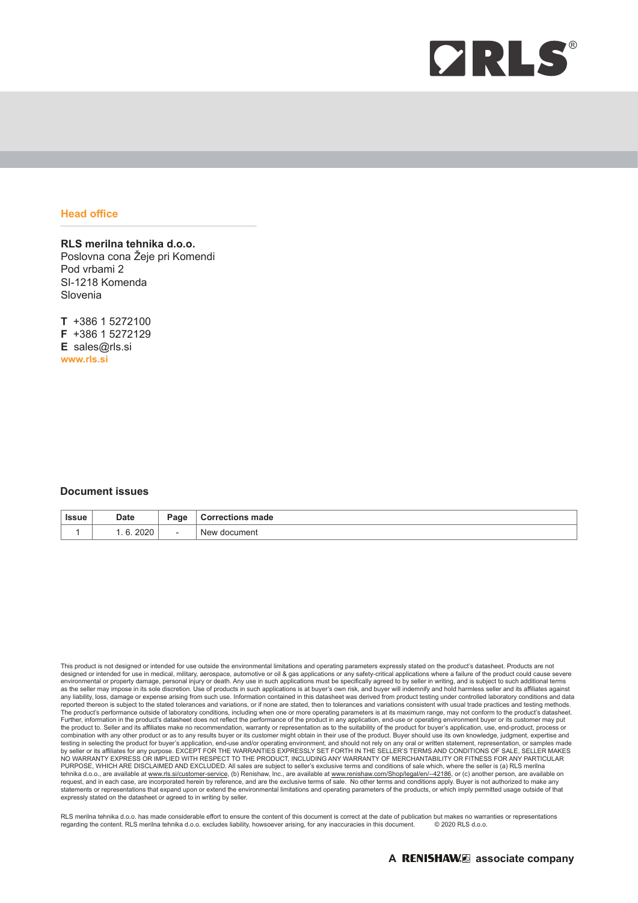## Head office

**RLS merilna tehnika d.o.o.**
Poslovna cona Žeje pri Komendi
Pod vrbami 2
SI-1218 Komenda
Slovenia

**T** +386 1 5272100
**F** +386 1 5272129
**E** sales@rls.si
**www.rls.si**

### Document issues

| Issue | Date | Page | Corrections made |
|---|---|---|---|
| 1 | 1. 6. 2020 | - | New document |

This product is not designed or intended for use outside the environmental limitations and operating parameters expressly stated on the product's datasheet. Products are not designed or intended for use in medical, military, aerospace, automotive or oil & gas applications or any safety-critical applications where a failure of the product could cause severe environmental or property damage, personal injury or death. Any use in such applications must be specifically agreed to by seller in writing, and is subject to such additional terms as the seller may impose in its sole discretion. Use of products in such applications is at buyer's own risk, and buyer will indemnify and hold harmless seller and its affiliates against any liability, loss, damage or expense arising from such use. Information contained in this datasheet was derived from product testing under controlled laboratory conditions and data reported thereon is subject to the stated tolerances and variations, or if none are stated, then to tolerances and variations consistent with usual trade practices and testing methods. The product's performance outside of laboratory conditions, including when one or more operating parameters is at its maximum range, may not conform to the product's datasheet. Further, information in the product's datasheet does not reflect the performance of the product in any application, end-use or operating environment buyer or its customer may put the product to. Seller and its affiliates make no recommendation, warranty or representation as to the suitability of the product for buyer's application, use, end-product, process or combination with any other product or as to any results buyer or its customer might obtain in their use of the product. Buyer should use its own knowledge, judgment, expertise and testing in selecting the product for buyer's application, end-use and/or operating environment, and should not rely on any oral or written statement, representation, or samples made by seller or its affiliates for any purpose. EXCEPT FOR THE WARRANTIES EXPRESSLY SET FORTH IN THE SELLER'S TERMS AND CONDITIONS OF SALE, SELLER MAKES NO WARRANTY EXPRESS OR IMPLIED WITH RESPECT TO THE PRODUCT, INCLUDING ANY WARRANTY OF MERCHANTABILITY OR FITNESS FOR ANY PARTICULAR PURPOSE, WHICH ARE DISCLAIMED AND EXCLUDED. All sales are subject to seller's exclusive terms and conditions of sale which, where the seller is (a) RLS merilna tehnika d.o.o., are available at www.rls.si/customer-service, (b) Renishaw, Inc., are available at www.renishaw.com/Shop/legal/en/--42186, or (c) another person, are available on request, and in each case, are incorporated herein by reference, and are the exclusive terms of sale. No other terms and conditions apply. Buyer is not authorized to make any statements or representations that expand upon or extend the environmental limitations and operating parameters of the products, or which imply permitted usage outside of that expressly stated on the datasheet or agreed to in writing by seller.

RLS merilna tehnika d.o.o. has made considerable effort to ensure the content of this document is correct at the date of publication but makes no warranties or representations regarding the content. RLS merilna tehnika d.o.o. excludes liability, howsoever arising, for any inaccuracies in this document. © 2020 RLS d.o.o.

**A RENISHAW associate company**